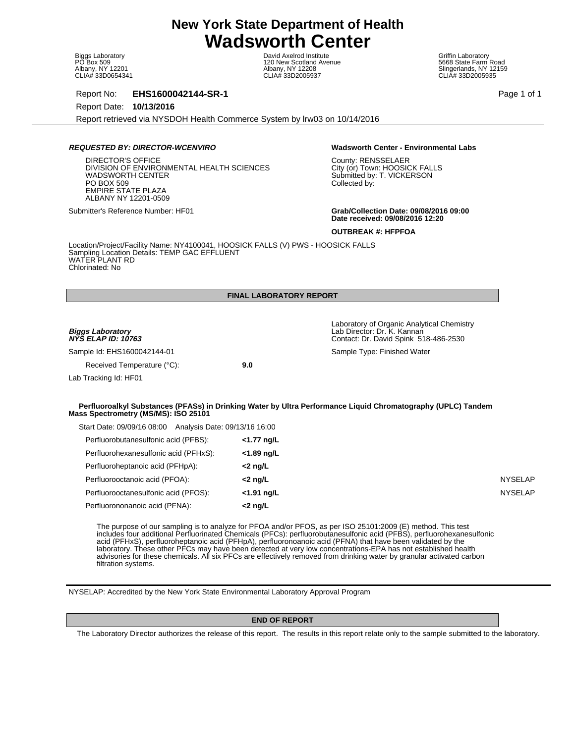# New York State Department of Health
# Wadsworth Center

Biggs Laboratory
PO Box 509
Albany, NY 12201
CLIA# 33D0654341

David Axelrod Institute
120 New Scotland Avenue
Albany, NY 12208
CLIA# 33D2005937

Griffin Laboratory
5668 State Farm Road
Slingerlands, NY 12159
CLIA# 33D2005935

Report No: **EHS1600042144-SR-1**

Report Date: **10/13/2016**

Report retrieved via NYSDOH Health Commerce System by lrw03 on 10/14/2016

***REQUESTED BY: DIRECTOR-WCENVIRO***

DIRECTOR'S OFFICE
DIVISION OF ENVIRONMENTAL HEALTH SCIENCES
WADSWORTH CENTER
PO BOX 509
EMPIRE STATE PLAZA
ALBANY NY 12201-0509

Submitter's Reference Number: HF01

**Wadsworth Center - Environmental Labs**

County: RENSSELAER
City (or) Town: HOOSICK FALLS
Submitted by: T. VICKERSON
Collected by:

**Grab/Collection Date: 09/08/2016 09:00**
**Date received: 09/08/2016 12:20**

**OUTBREAK #: HFPFOA**

Location/Project/Facility Name: NY4100041, HOOSICK FALLS (V) PWS - HOOSICK FALLS
Sampling Location Details: TEMP GAC EFFLUENT
WATER PLANT RD
Chlorinated: No

**FINAL LABORATORY REPORT**

***Biggs Laboratory***
***NYS ELAP ID: 10763***

Laboratory of Organic Analytical Chemistry
Lab Director: Dr. K. Kannan
Contact: Dr. David Spink 518-486-2530

Sample Id: EHS1600042144-01

Sample Type: Finished Water

Received Temperature (°C): **9.0**

Lab Tracking Id: HF01

**Perfluoroalkyl Substances (PFASs) in Drinking Water by Ultra Performance Liquid Chromatography (UPLC) Tandem Mass Spectrometry (MS/MS): ISO 25101**

Start Date: 09/09/16 08:00 Analysis Date: 09/13/16 16:00

| Analyte | Result | |
|---|---|---|
| Perfluorobutanesulfonic acid (PFBS): | **<1.77 ng/L** | |
| Perfluorohexanesulfonic acid (PFHxS): | **<1.89 ng/L** | |
| Perfluoroheptanoic acid (PFHpA): | **<2 ng/L** | |
| Perfluorooctanoic acid (PFOA): | **<2 ng/L** | NYSELAP |
| Perfluorooctanesulfonic acid (PFOS): | **<1.91 ng/L** | NYSELAP |
| Perfluorononanoic acid (PFNA): | **<2 ng/L** | |

The purpose of our sampling is to analyze for PFOA and/or PFOS, as per ISO 25101:2009 (E) method. This test includes four additional Perfluorinated Chemicals (PFCs): perfluorobutanesulfonic acid (PFBS), perfluorohexanesulfonic acid (PFHxS), perfluoroheptanoic acid (PFHpA), perfluoronoanoic acid (PFNA) that have been validated by the laboratory. These other PFCs may have been detected at very low concentrations-EPA has not established health advisories for these chemicals. All six PFCs are effectively removed from drinking water by granular activated carbon filtration systems.

NYSELAP: Accredited by the New York State Environmental Laboratory Approval Program

**END OF REPORT**

The Laboratory Director authorizes the release of this report. The results in this report relate only to the sample submitted to the laboratory.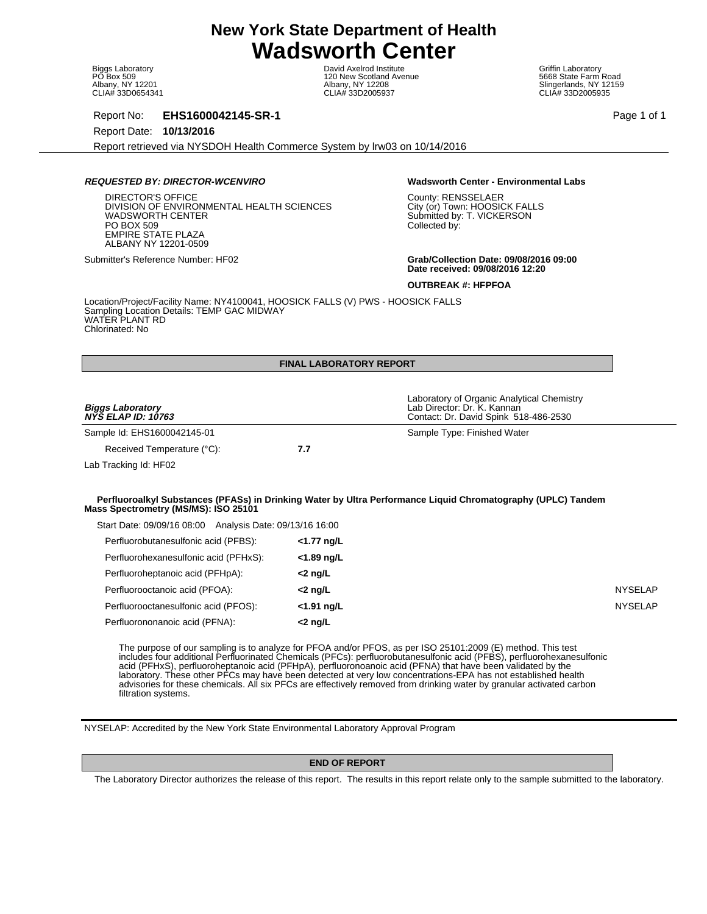# New York State Department of Health
# Wadsworth Center

Biggs Laboratory
PO Box 509
Albany, NY 12201
CLIA# 33D0654341

David Axelrod Institute
120 New Scotland Avenue
Albany, NY 12208
CLIA# 33D2005937

Griffin Laboratory
5668 State Farm Road
Slingerlands, NY 12159
CLIA# 33D2005935

Report No: **EHS1600042145-SR-1**

Report Date: **10/13/2016**

Report retrieved via NYSDOH Health Commerce System by lrw03 on 10/14/2016

***REQUESTED BY: DIRECTOR-WCENVIRO***

DIRECTOR'S OFFICE
DIVISION OF ENVIRONMENTAL HEALTH SCIENCES
WADSWORTH CENTER
PO BOX 509
EMPIRE STATE PLAZA
ALBANY NY 12201-0509

Submitter's Reference Number: HF02

**Wadsworth Center - Environmental Labs**

County: RENSSELAER
City (or) Town: HOOSICK FALLS
Submitted by: T. VICKERSON
Collected by:

**Grab/Collection Date: 09/08/2016 09:00**
**Date received: 09/08/2016 12:20**

**OUTBREAK #: HFPFOA**

Location/Project/Facility Name: NY4100041, HOOSICK FALLS (V) PWS - HOOSICK FALLS
Sampling Location Details: TEMP GAC MIDWAY
WATER PLANT RD
Chlorinated: No

## FINAL LABORATORY REPORT

***Biggs Laboratory***
***NYS ELAP ID: 10763***

Laboratory of Organic Analytical Chemistry
Lab Director: Dr. K. Kannan
Contact: Dr. David Spink 518-486-2530

Sample Id: EHS1600042145-01

Sample Type: Finished Water

Received Temperature (°C): **7.7**

Lab Tracking Id: HF02

**Perfluoroalkyl Substances (PFASs) in Drinking Water by Ultra Performance Liquid Chromatography (UPLC) Tandem Mass Spectrometry (MS/MS): ISO 25101**

Start Date: 09/09/16 08:00 Analysis Date: 09/13/16 16:00

| Analyte | Result | |
|---|---|---|
| Perfluorobutanesulfonic acid (PFBS): | **<1.77 ng/L** | |
| Perfluorohexanesulfonic acid (PFHxS): | **<1.89 ng/L** | |
| Perfluoroheptanoic acid (PFHpA): | **<2 ng/L** | |
| Perfluorooctanoic acid (PFOA): | **<2 ng/L** | NYSELAP |
| Perfluorooctanesulfonic acid (PFOS): | **<1.91 ng/L** | NYSELAP |
| Perfluorononanoic acid (PFNA): | **<2 ng/L** | |

The purpose of our sampling is to analyze for PFOA and/or PFOS, as per ISO 25101:2009 (E) method. This test includes four additional Perfluorinated Chemicals (PFCs): perfluorobutanesulfonic acid (PFBS), perfluorohexanesulfonic acid (PFHxS), perfluoroheptanoic acid (PFHpA), perfluoronoanoic acid (PFNA) that have been validated by the laboratory. These other PFCs may have been detected at very low concentrations-EPA has not established health advisories for these chemicals. All six PFCs are effectively removed from drinking water by granular activated carbon filtration systems.

NYSELAP: Accredited by the New York State Environmental Laboratory Approval Program

## END OF REPORT

The Laboratory Director authorizes the release of this report. The results in this report relate only to the sample submitted to the laboratory.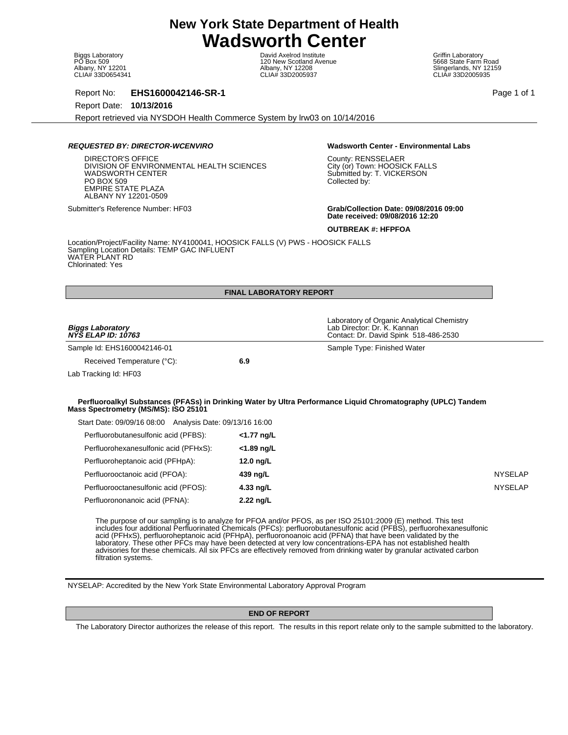# New York State Department of Health
# Wadsworth Center

Biggs Laboratory
PO Box 509
Albany, NY 12201
CLIA# 33D0654341

David Axelrod Institute
120 New Scotland Avenue
Albany, NY 12208
CLIA# 33D2005937

Griffin Laboratory
5668 State Farm Road
Slingerlands, NY 12159
CLIA# 33D2005935

Report No: **EHS1600042146-SR-1**

Report Date: **10/13/2016**

Report retrieved via NYSDOH Health Commerce System by lrw03 on 10/14/2016

***REQUESTED BY: DIRECTOR-WCENVIRO***

DIRECTOR'S OFFICE
DIVISION OF ENVIRONMENTAL HEALTH SCIENCES
WADSWORTH CENTER
PO BOX 509
EMPIRE STATE PLAZA
ALBANY NY 12201-0509

Submitter's Reference Number: HF03

**Wadsworth Center - Environmental Labs**

County: RENSSELAER
City (or) Town: HOOSICK FALLS
Submitted by: T. VICKERSON
Collected by:

**Grab/Collection Date: 09/08/2016 09:00**
**Date received: 09/08/2016 12:20**

**OUTBREAK #: HFPFOA**

Location/Project/Facility Name: NY4100041, HOOSICK FALLS (V) PWS - HOOSICK FALLS
Sampling Location Details: TEMP GAC INFLUENT
WATER PLANT RD
Chlorinated: Yes

**FINAL LABORATORY REPORT**

***Biggs Laboratory***
***NYS ELAP ID: 10763***

Laboratory of Organic Analytical Chemistry
Lab Director: Dr. K. Kannan
Contact: Dr. David Spink 518-486-2530

Sample Id: EHS1600042146-01

Sample Type: Finished Water

Received Temperature (°C): **6.9**

Lab Tracking Id: HF03

**Perfluoroalkyl Substances (PFASs) in Drinking Water by Ultra Performance Liquid Chromatography (UPLC) Tandem Mass Spectrometry (MS/MS): ISO 25101**

Start Date: 09/09/16 08:00 Analysis Date: 09/13/16 16:00

| Analyte | Result | |
|---|---|---|
| Perfluorobutanesulfonic acid (PFBS): | **<1.77 ng/L** | |
| Perfluorohexanesulfonic acid (PFHxS): | **<1.89 ng/L** | |
| Perfluoroheptanoic acid (PFHpA): | **12.0 ng/L** | |
| Perfluorooctanoic acid (PFOA): | **439 ng/L** | NYSELAP |
| Perfluorooctanesulfonic acid (PFOS): | **4.33 ng/L** | NYSELAP |
| Perfluorononanoic acid (PFNA): | **2.22 ng/L** | |

The purpose of our sampling is to analyze for PFOA and/or PFOS, as per ISO 25101:2009 (E) method. This test includes four additional Perfluorinated Chemicals (PFCs): perfluorobutanesulfonic acid (PFBS), perfluorohexanesulfonic acid (PFHxS), perfluoroheptanoic acid (PFHpA), perfluoronoanoic acid (PFNA) that have been validated by the laboratory. These other PFCs may have been detected at very low concentrations-EPA has not established health advisories for these chemicals. All six PFCs are effectively removed from drinking water by granular activated carbon filtration systems.

NYSELAP: Accredited by the New York State Environmental Laboratory Approval Program

**END OF REPORT**

The Laboratory Director authorizes the release of this report. The results in this report relate only to the sample submitted to the laboratory.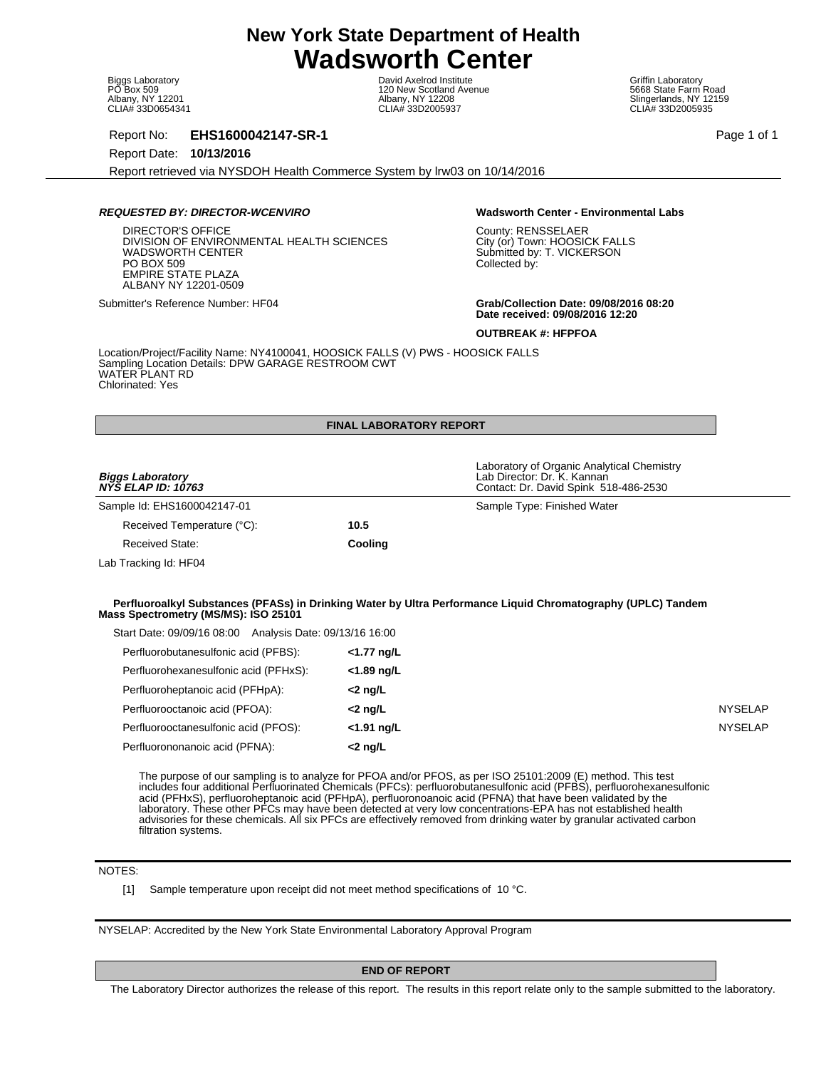# New York State Department of Health
# Wadsworth Center

Biggs Laboratory
PO Box 509
Albany, NY 12201
CLIA# 33D0654341

David Axelrod Institute
120 New Scotland Avenue
Albany, NY 12208
CLIA# 33D2005937

Griffin Laboratory
5668 State Farm Road
Slingerlands, NY 12159
CLIA# 33D2005935

Report No: **EHS1600042147-SR-1**

Report Date: **10/13/2016**

Report retrieved via NYSDOH Health Commerce System by lrw03 on 10/14/2016

***REQUESTED BY: DIRECTOR-WCENVIRO***

DIRECTOR'S OFFICE
DIVISION OF ENVIRONMENTAL HEALTH SCIENCES
WADSWORTH CENTER
PO BOX 509
EMPIRE STATE PLAZA
ALBANY NY 12201-0509

Submitter's Reference Number: HF04

**Wadsworth Center - Environmental Labs**

County: RENSSELAER
City (or) Town: HOOSICK FALLS
Submitted by: T. VICKERSON
Collected by:

**Grab/Collection Date: 09/08/2016 08:20**
**Date received: 09/08/2016 12:20**

**OUTBREAK #: HFPFOA**

Location/Project/Facility Name: NY4100041, HOOSICK FALLS (V) PWS - HOOSICK FALLS
Sampling Location Details: DPW GARAGE RESTROOM CWT
WATER PLANT RD
Chlorinated: Yes

**FINAL LABORATORY REPORT**

***Biggs Laboratory***
***NYS ELAP ID: 10763***

Laboratory of Organic Analytical Chemistry
Lab Director: Dr. K. Kannan
Contact: Dr. David Spink 518-486-2530

Sample Id: EHS1600042147-01

Sample Type: Finished Water

Received Temperature (°C): **10.5**

Received State: **Cooling**

Lab Tracking Id: HF04

**Perfluoroalkyl Substances (PFASs) in Drinking Water by Ultra Performance Liquid Chromatography (UPLC) Tandem Mass Spectrometry (MS/MS): ISO 25101**

Start Date: 09/09/16 08:00 Analysis Date: 09/13/16 16:00

| Analyte | Result | |
|---|---|---|
| Perfluorobutanesulfonic acid (PFBS): | **<1.77 ng/L** | |
| Perfluorohexanesulfonic acid (PFHxS): | **<1.89 ng/L** | |
| Perfluoroheptanoic acid (PFHpA): | **<2 ng/L** | |
| Perfluorooctanoic acid (PFOA): | **<2 ng/L** | NYSELAP |
| Perfluorooctanesulfonic acid (PFOS): | **<1.91 ng/L** | NYSELAP |
| Perfluorononanoic acid (PFNA): | **<2 ng/L** | |

The purpose of our sampling is to analyze for PFOA and/or PFOS, as per ISO 25101:2009 (E) method. This test includes four additional Perfluorinated Chemicals (PFCs): perfluorobutanesulfonic acid (PFBS), perfluorohexanesulfonic acid (PFHxS), perfluoroheptanoic acid (PFHpA), perfluoronoanoic acid (PFNA) that have been validated by the laboratory. These other PFCs may have been detected at very low concentrations-EPA has not established health advisories for these chemicals. All six PFCs are effectively removed from drinking water by granular activated carbon filtration systems.

NOTES:

[1] Sample temperature upon receipt did not meet method specifications of 10 °C.

NYSELAP: Accredited by the New York State Environmental Laboratory Approval Program

**END OF REPORT**

The Laboratory Director authorizes the release of this report. The results in this report relate only to the sample submitted to the laboratory.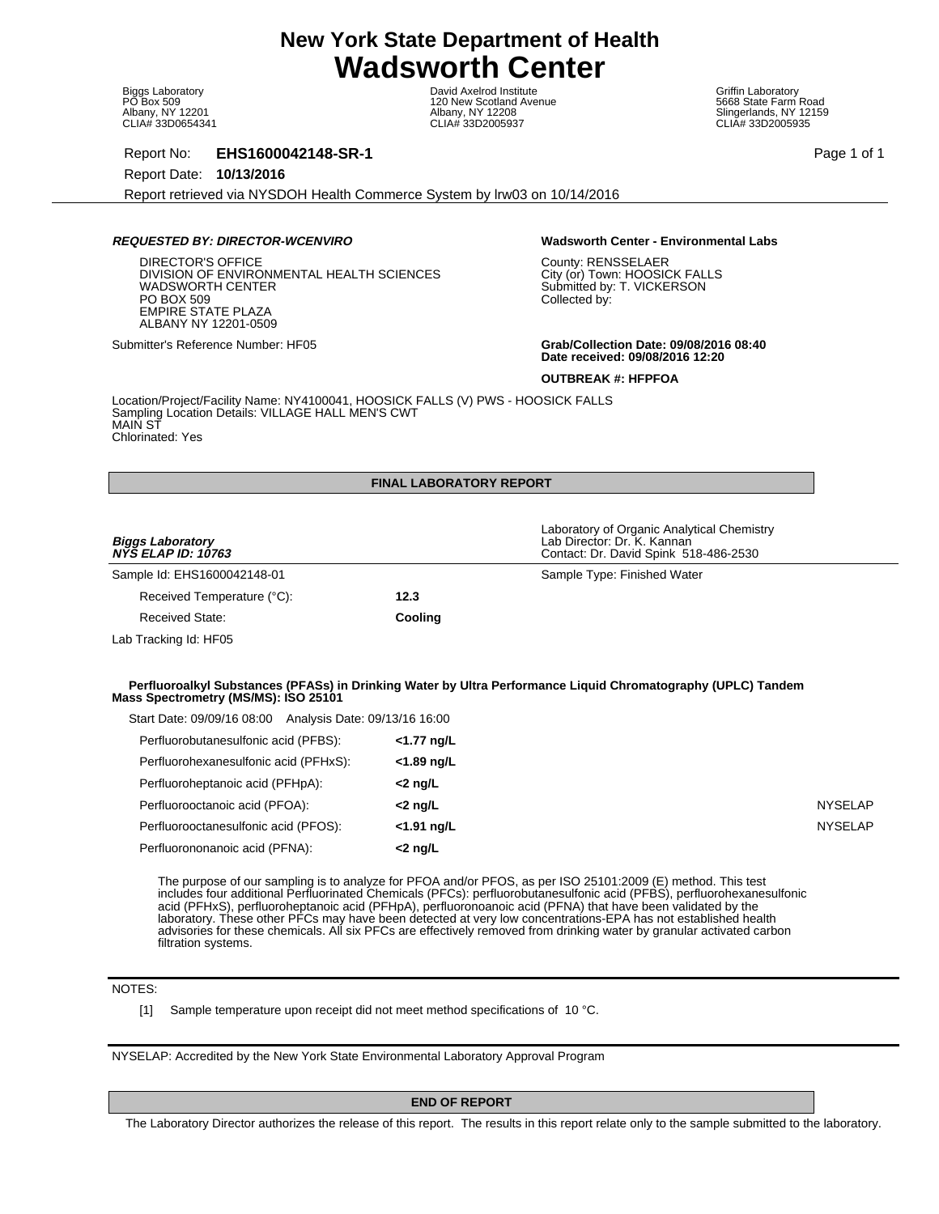# New York State Department of Health
# Wadsworth Center

Biggs Laboratory
PO Box 509
Albany, NY 12201
CLIA# 33D0654341

David Axelrod Institute
120 New Scotland Avenue
Albany, NY 12208
CLIA# 33D2005937

Griffin Laboratory
5668 State Farm Road
Slingerlands, NY 12159
CLIA# 33D2005935

Report No: **EHS1600042148-SR-1**

Report Date: **10/13/2016**

Report retrieved via NYSDOH Health Commerce System by lrw03 on 10/14/2016

***REQUESTED BY: DIRECTOR-WCENVIRO***

DIRECTOR'S OFFICE
DIVISION OF ENVIRONMENTAL HEALTH SCIENCES
WADSWORTH CENTER
PO BOX 509
EMPIRE STATE PLAZA
ALBANY NY 12201-0509

Submitter's Reference Number: HF05

**Wadsworth Center - Environmental Labs**

County: RENSSELAER
City (or) Town: HOOSICK FALLS
Submitted by: T. VICKERSON
Collected by:

**Grab/Collection Date: 09/08/2016 08:40**
**Date received: 09/08/2016 12:20**

**OUTBREAK #: HFPFOA**

Location/Project/Facility Name: NY4100041, HOOSICK FALLS (V) PWS - HOOSICK FALLS
Sampling Location Details: VILLAGE HALL MEN'S CWT
MAIN ST
Chlorinated: Yes

**FINAL LABORATORY REPORT**

***Biggs Laboratory***
***NYS ELAP ID: 10763***

Laboratory of Organic Analytical Chemistry
Lab Director: Dr. K. Kannan
Contact: Dr. David Spink 518-486-2530

Sample Id: EHS1600042148-01

Sample Type: Finished Water

| | |
|---|---|
| Received Temperature (°C): | **12.3** |
| Received State: | **Cooling** |

Lab Tracking Id: HF05

**Perfluoroalkyl Substances (PFASs) in Drinking Water by Ultra Performance Liquid Chromatography (UPLC) Tandem Mass Spectrometry (MS/MS): ISO 25101**

Start Date: 09/09/16 08:00 Analysis Date: 09/13/16 16:00

| Analyte | Result | |
|---|---|---|
| Perfluorobutanesulfonic acid (PFBS): | **<1.77 ng/L** | |
| Perfluorohexanesulfonic acid (PFHxS): | **<1.89 ng/L** | |
| Perfluoroheptanoic acid (PFHpA): | **<2 ng/L** | |
| Perfluorooctanoic acid (PFOA): | **<2 ng/L** | NYSELAP |
| Perfluorooctanesulfonic acid (PFOS): | **<1.91 ng/L** | NYSELAP |
| Perfluorononanoic acid (PFNA): | **<2 ng/L** | |

The purpose of our sampling is to analyze for PFOA and/or PFOS, as per ISO 25101:2009 (E) method. This test includes four additional Perfluorinated Chemicals (PFCs): perfluorobutanesulfonic acid (PFBS), perfluorohexanesulfonic acid (PFHxS), perfluoroheptanoic acid (PFHpA), perfluoronoanoic acid (PFNA) that have been validated by the laboratory. These other PFCs may have been detected at very low concentrations-EPA has not established health advisories for these chemicals. All six PFCs are effectively removed from drinking water by granular activated carbon filtration systems.

NOTES:

[1] Sample temperature upon receipt did not meet method specifications of 10 °C.

NYSELAP: Accredited by the New York State Environmental Laboratory Approval Program

**END OF REPORT**

The Laboratory Director authorizes the release of this report. The results in this report relate only to the sample submitted to the laboratory.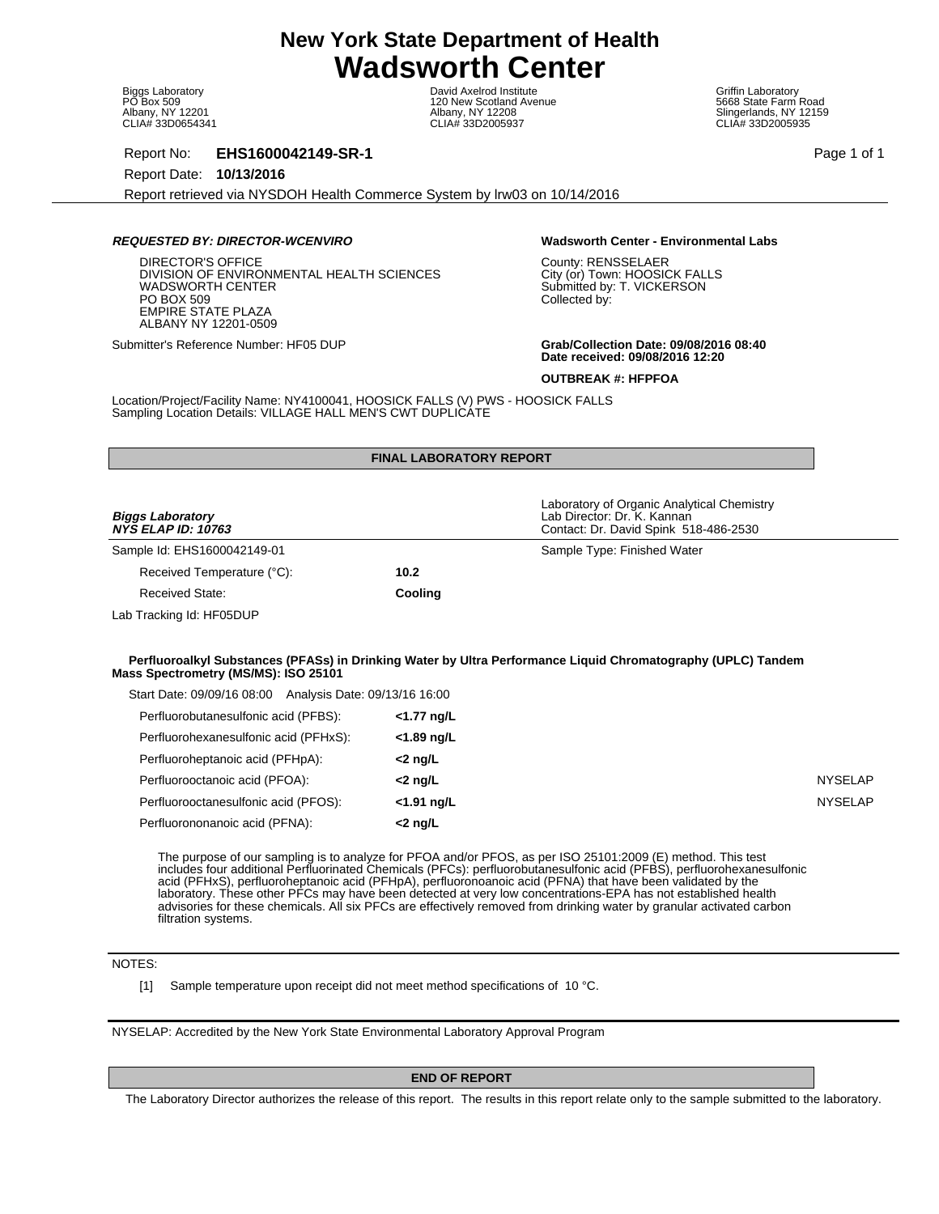# New York State Department of Health
# Wadsworth Center

Biggs Laboratory
PO Box 509
Albany, NY 12201
CLIA# 33D0654341

David Axelrod Institute
120 New Scotland Avenue
Albany, NY 12208
CLIA# 33D2005937

Griffin Laboratory
5668 State Farm Road
Slingerlands, NY 12159
CLIA# 33D2005935

Report No: **EHS1600042149-SR-1**

Report Date: **10/13/2016**

Report retrieved via NYSDOH Health Commerce System by lrw03 on 10/14/2016

***REQUESTED BY: DIRECTOR-WCENVIRO***

DIRECTOR'S OFFICE
DIVISION OF ENVIRONMENTAL HEALTH SCIENCES
WADSWORTH CENTER
PO BOX 509
EMPIRE STATE PLAZA
ALBANY NY 12201-0509

Submitter's Reference Number: HF05 DUP

**Wadsworth Center - Environmental Labs**

County: RENSSELAER
City (or) Town: HOOSICK FALLS
Submitted by: T. VICKERSON
Collected by:

**Grab/Collection Date: 09/08/2016 08:40**
**Date received: 09/08/2016 12:20**

**OUTBREAK #: HFPFOA**

Location/Project/Facility Name: NY4100041, HOOSICK FALLS (V) PWS - HOOSICK FALLS
Sampling Location Details: VILLAGE HALL MEN'S CWT DUPLICATE

**FINAL LABORATORY REPORT**

***Biggs Laboratory***
***NYS ELAP ID: 10763***

Laboratory of Organic Analytical Chemistry
Lab Director: Dr. K. Kannan
Contact: Dr. David Spink 518-486-2530

Sample Id: EHS1600042149-01

Sample Type: Finished Water

Received Temperature (°C): **10.2**

Received State: **Cooling**

Lab Tracking Id: HF05DUP

**Perfluoroalkyl Substances (PFASs) in Drinking Water by Ultra Performance Liquid Chromatography (UPLC) Tandem Mass Spectrometry (MS/MS): ISO 25101**

Start Date: 09/09/16 08:00 Analysis Date: 09/13/16 16:00

| Analyte | Result | |
|---|---|---|
| Perfluorobutanesulfonic acid (PFBS): | **<1.77 ng/L** | |
| Perfluorohexanesulfonic acid (PFHxS): | **<1.89 ng/L** | |
| Perfluoroheptanoic acid (PFHpA): | **<2 ng/L** | |
| Perfluorooctanoic acid (PFOA): | **<2 ng/L** | NYSELAP |
| Perfluorooctanesulfonic acid (PFOS): | **<1.91 ng/L** | NYSELAP |
| Perfluorononanoic acid (PFNA): | **<2 ng/L** | |

The purpose of our sampling is to analyze for PFOA and/or PFOS, as per ISO 25101:2009 (E) method. This test includes four additional Perfluorinated Chemicals (PFCs): perfluorobutanesulfonic acid (PFBS), perfluorohexanesulfonic acid (PFHxS), perfluoroheptanoic acid (PFHpA), perfluoronoanoic acid (PFNA) that have been validated by the laboratory. These other PFCs may have been detected at very low concentrations-EPA has not established health advisories for these chemicals. All six PFCs are effectively removed from drinking water by granular activated carbon filtration systems.

NOTES:

[1] Sample temperature upon receipt did not meet method specifications of 10 °C.

NYSELAP: Accredited by the New York State Environmental Laboratory Approval Program

**END OF REPORT**

The Laboratory Director authorizes the release of this report. The results in this report relate only to the sample submitted to the laboratory.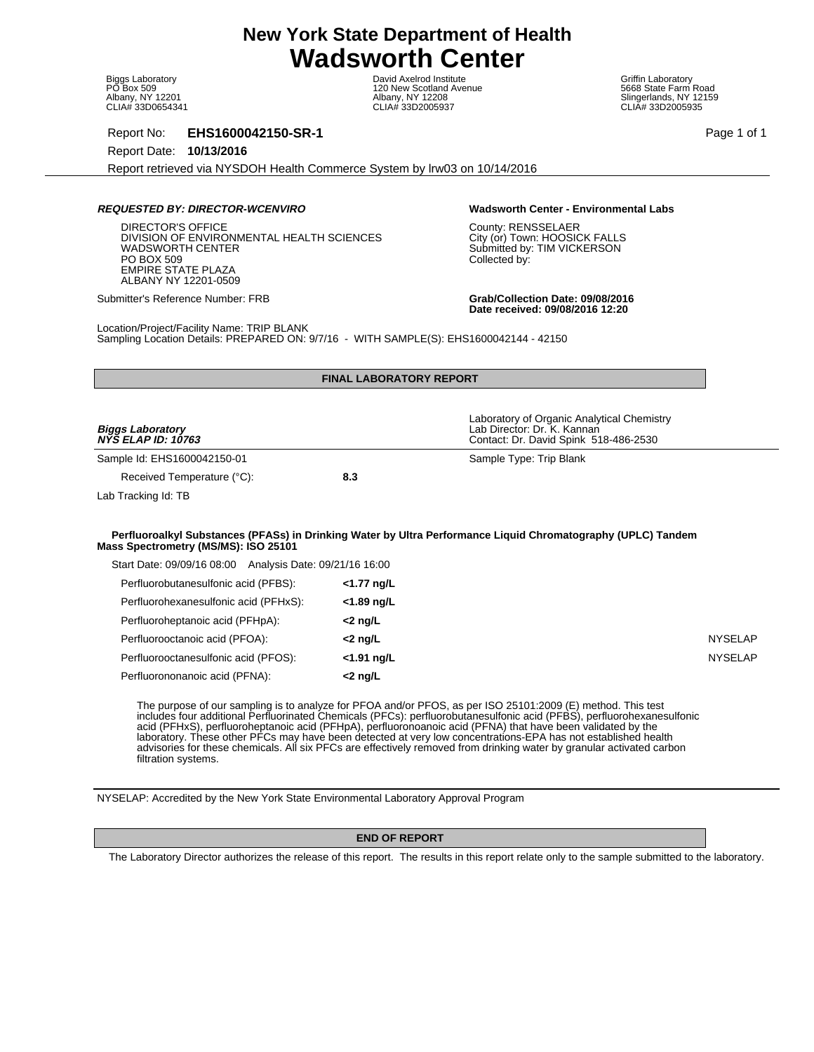# New York State Department of Health
# Wadsworth Center

Biggs Laboratory
PO Box 509
Albany, NY 12201
CLIA# 33D0654341

David Axelrod Institute
120 New Scotland Avenue
Albany, NY 12208
CLIA# 33D2005937

Griffin Laboratory
5668 State Farm Road
Slingerlands, NY 12159
CLIA# 33D2005935

Report No: **EHS1600042150-SR-1**

Report Date: **10/13/2016**

Report retrieved via NYSDOH Health Commerce System by lrw03 on 10/14/2016

***REQUESTED BY: DIRECTOR-WCENVIRO***

DIRECTOR'S OFFICE
DIVISION OF ENVIRONMENTAL HEALTH SCIENCES
WADSWORTH CENTER
PO BOX 509
EMPIRE STATE PLAZA
ALBANY NY 12201-0509

Submitter's Reference Number: FRB

**Wadsworth Center - Environmental Labs**

County: RENSSELAER
City (or) Town: HOOSICK FALLS
Submitted by: TIM VICKERSON
Collected by:

**Grab/Collection Date: 09/08/2016**
**Date received: 09/08/2016 12:20**

Location/Project/Facility Name: TRIP BLANK
Sampling Location Details: PREPARED ON: 9/7/16 - WITH SAMPLE(S): EHS1600042144 - 42150

**FINAL LABORATORY REPORT**

***Biggs Laboratory***
***NYS ELAP ID: 10763***

Laboratory of Organic Analytical Chemistry
Lab Director: Dr. K. Kannan
Contact: Dr. David Spink 518-486-2530

Sample Id: EHS1600042150-01

Sample Type: Trip Blank

Received Temperature (°C): **8.3**

Lab Tracking Id: TB

**Perfluoroalkyl Substances (PFASs) in Drinking Water by Ultra Performance Liquid Chromatography (UPLC) Tandem Mass Spectrometry (MS/MS): ISO 25101**

Start Date: 09/09/16 08:00 Analysis Date: 09/21/16 16:00

| | | |
|---|---|---|
| Perfluorobutanesulfonic acid (PFBS): | **<1.77 ng/L** | |
| Perfluorohexanesulfonic acid (PFHxS): | **<1.89 ng/L** | |
| Perfluoroheptanoic acid (PFHpA): | **<2 ng/L** | |
| Perfluorooctanoic acid (PFOA): | **<2 ng/L** | NYSELAP |
| Perfluorooctanesulfonic acid (PFOS): | **<1.91 ng/L** | NYSELAP |
| Perfluorononanoic acid (PFNA): | **<2 ng/L** | |

The purpose of our sampling is to analyze for PFOA and/or PFOS, as per ISO 25101:2009 (E) method. This test includes four additional Perfluorinated Chemicals (PFCs): perfluorobutanesulfonic acid (PFBS), perfluorohexanesulfonic acid (PFHxS), perfluoroheptanoic acid (PFHpA), perfluoronoanoic acid (PFNA) that have been validated by the laboratory. These other PFCs may have been detected at very low concentrations-EPA has not established health advisories for these chemicals. All six PFCs are effectively removed from drinking water by granular activated carbon filtration systems.

NYSELAP: Accredited by the New York State Environmental Laboratory Approval Program

**END OF REPORT**

The Laboratory Director authorizes the release of this report. The results in this report relate only to the sample submitted to the laboratory.